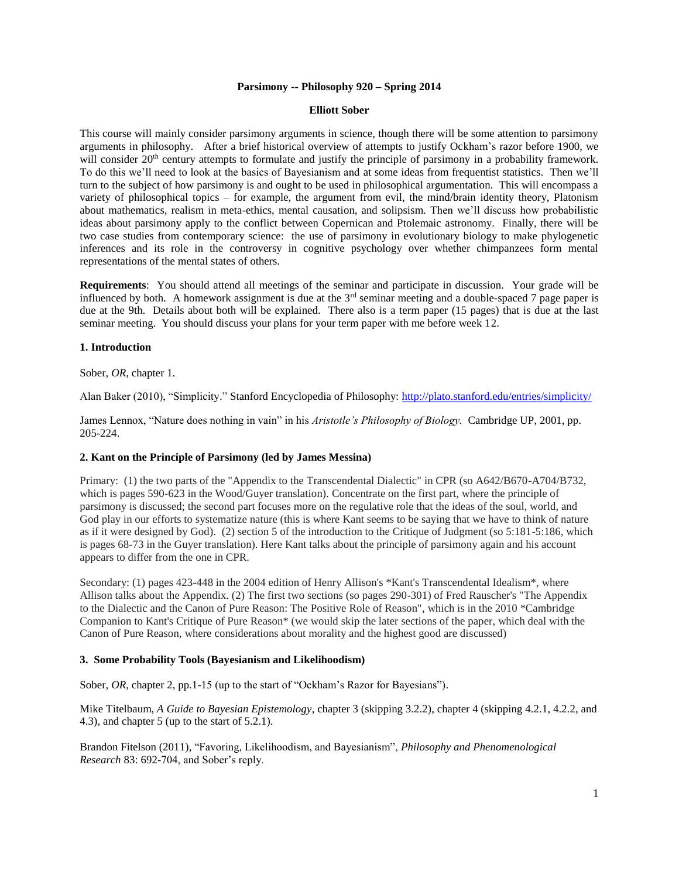**Parsimony -- Philosophy 920 – Spring 2014**

**Elliott Sober**

This course will mainly consider parsimony arguments in science, though there will be some attention to parsimony arguments in philosophy. After a brief historical overview of attempts to justify Ockham's razor before 1900, we will consider 20th century attempts to formulate and justify the principle of parsimony in a probability framework. To do this we'll need to look at the basics of Bayesianism and at some ideas from frequentist statistics. Then we'll turn to the subject of how parsimony is and ought to be used in philosophical argumentation. This will encompass a variety of philosophical topics – for example, the argument from evil, the mind/brain identity theory, Platonism about mathematics, realism in meta-ethics, mental causation, and solipsism. Then we'll discuss how probabilistic ideas about parsimony apply to the conflict between Copernican and Ptolemaic astronomy. Finally, there will be two case studies from contemporary science: the use of parsimony in evolutionary biology to make phylogenetic inferences and its role in the controversy in cognitive psychology over whether chimpanzees form mental representations of the mental states of others.

**Requirements**: You should attend all meetings of the seminar and participate in discussion. Your grade will be influenced by both. A homework assignment is due at the 3rd seminar meeting and a double-spaced 7 page paper is due at the 9th. Details about both will be explained. There also is a term paper (15 pages) that is due at the last seminar meeting. You should discuss your plans for your term paper with me before week 12.

**1. Introduction**

Sober, *OR*, chapter 1.

Alan Baker (2010), "Simplicity." Stanford Encyclopedia of Philosophy: http://plato.stanford.edu/entries/simplicity/

James Lennox, "Nature does nothing in vain" in his *Aristotle's Philosophy of Biology.* Cambridge UP, 2001, pp. 205-224.

**2. Kant on the Principle of Parsimony (led by James Messina)**

Primary: (1) the two parts of the "Appendix to the Transcendental Dialectic" in CPR (so A642/B670-A704/B732, which is pages 590-623 in the Wood/Guyer translation). Concentrate on the first part, where the principle of parsimony is discussed; the second part focuses more on the regulative role that the ideas of the soul, world, and God play in our efforts to systematize nature (this is where Kant seems to be saying that we have to think of nature as if it were designed by God). (2) section 5 of the introduction to the Critique of Judgment (so 5:181-5:186, which is pages 68-73 in the Guyer translation). Here Kant talks about the principle of parsimony again and his account appears to differ from the one in CPR.

Secondary: (1) pages 423-448 in the 2004 edition of Henry Allison's *Kant's Transcendental Idealism*, where Allison talks about the Appendix. (2) The first two sections (so pages 290-301) of Fred Rauscher's "The Appendix to the Dialectic and the Canon of Pure Reason: The Positive Role of Reason", which is in the 2010 *Cambridge Companion to Kant's Critique of Pure Reason* (we would skip the later sections of the paper, which deal with the Canon of Pure Reason, where considerations about morality and the highest good are discussed)

**3. Some Probability Tools (Bayesianism and Likelihoodism)**

Sober, *OR*, chapter 2, pp.1-15 (up to the start of "Ockham's Razor for Bayesians").

Mike Titelbaum, *A Guide to Bayesian Epistemology*, chapter 3 (skipping 3.2.2), chapter 4 (skipping 4.2.1, 4.2.2, and 4.3), and chapter 5 (up to the start of 5.2.1).

Brandon Fitelson (2011), "Favoring, Likelihoodism, and Bayesianism", *Philosophy and Phenomenological Research* 83: 692-704, and Sober's reply.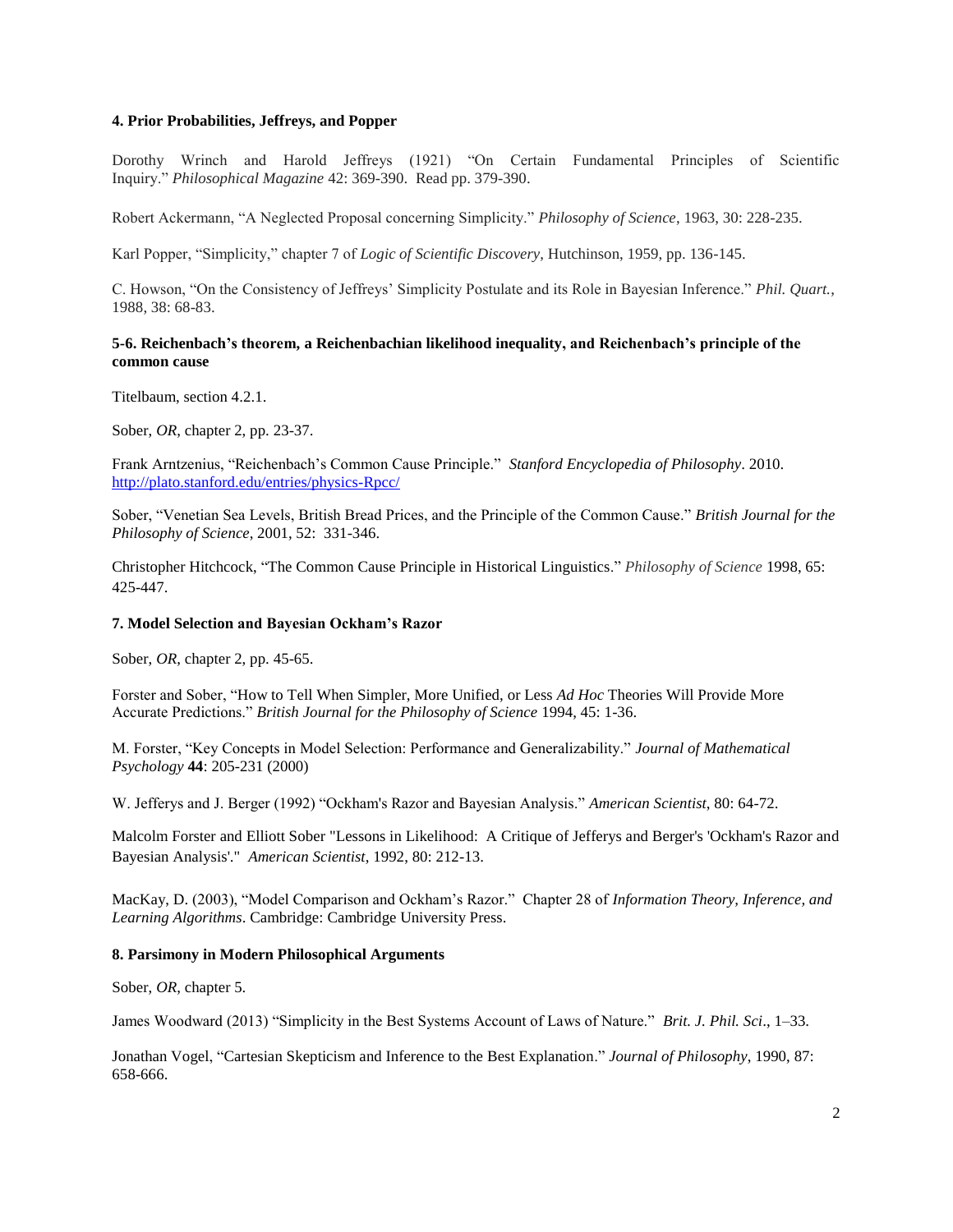**4. Prior Probabilities, Jeffreys, and Popper**

Dorothy Wrinch and Harold Jeffreys (1921) "On Certain Fundamental Principles of Scientific Inquiry." *Philosophical Magazine* 42: 369-390. Read pp. 379-390.

Robert Ackermann, "A Neglected Proposal concerning Simplicity." *Philosophy of Science*, 1963, 30: 228-235.

Karl Popper, "Simplicity," chapter 7 of *Logic of Scientific Discovery*, Hutchinson, 1959, pp. 136-145.

C. Howson, "On the Consistency of Jeffreys' Simplicity Postulate and its Role in Bayesian Inference." *Phil. Quart.*, 1988, 38: 68-83.

**5-6. Reichenbach's theorem, a Reichenbachian likelihood inequality, and Reichenbach's principle of the common cause**

Titelbaum, section 4.2.1.

Sober, *OR*, chapter 2, pp. 23-37.

Frank Arntzenius, "Reichenbach's Common Cause Principle." *Stanford Encyclopedia of Philosophy*. 2010. http://plato.stanford.edu/entries/physics-Rpcc/

Sober, "Venetian Sea Levels, British Bread Prices, and the Principle of the Common Cause." *British Journal for the Philosophy of Science*, 2001, 52: 331-346.

Christopher Hitchcock, "The Common Cause Principle in Historical Linguistics." *Philosophy of Science* 1998, 65: 425-447.

**7. Model Selection and Bayesian Ockham's Razor**

Sober, *OR*, chapter 2, pp. 45-65.

Forster and Sober, "How to Tell When Simpler, More Unified, or Less *Ad Hoc* Theories Will Provide More Accurate Predictions." *British Journal for the Philosophy of Science* 1994, 45: 1-36.

M. Forster, "Key Concepts in Model Selection: Performance and Generalizability." *Journal of Mathematical Psychology* **44**: 205-231 (2000)

W. Jefferys and J. Berger (1992) "Ockham's Razor and Bayesian Analysis." *American Scientist*, 80: 64-72.

Malcolm Forster and Elliott Sober "Lessons in Likelihood: A Critique of Jefferys and Berger's 'Ockham's Razor and Bayesian Analysis'." *American Scientist*, 1992, 80: 212-13.

MacKay, D. (2003), "Model Comparison and Ockham's Razor." Chapter 28 of *Information Theory, Inference, and Learning Algorithms*. Cambridge: Cambridge University Press.

**8. Parsimony in Modern Philosophical Arguments**

Sober, *OR*, chapter 5.

James Woodward (2013) "Simplicity in the Best Systems Account of Laws of Nature." *Brit. J. Phil. Sci*., 1–33.

Jonathan Vogel, "Cartesian Skepticism and Inference to the Best Explanation." *Journal of Philosophy*, 1990, 87: 658-666.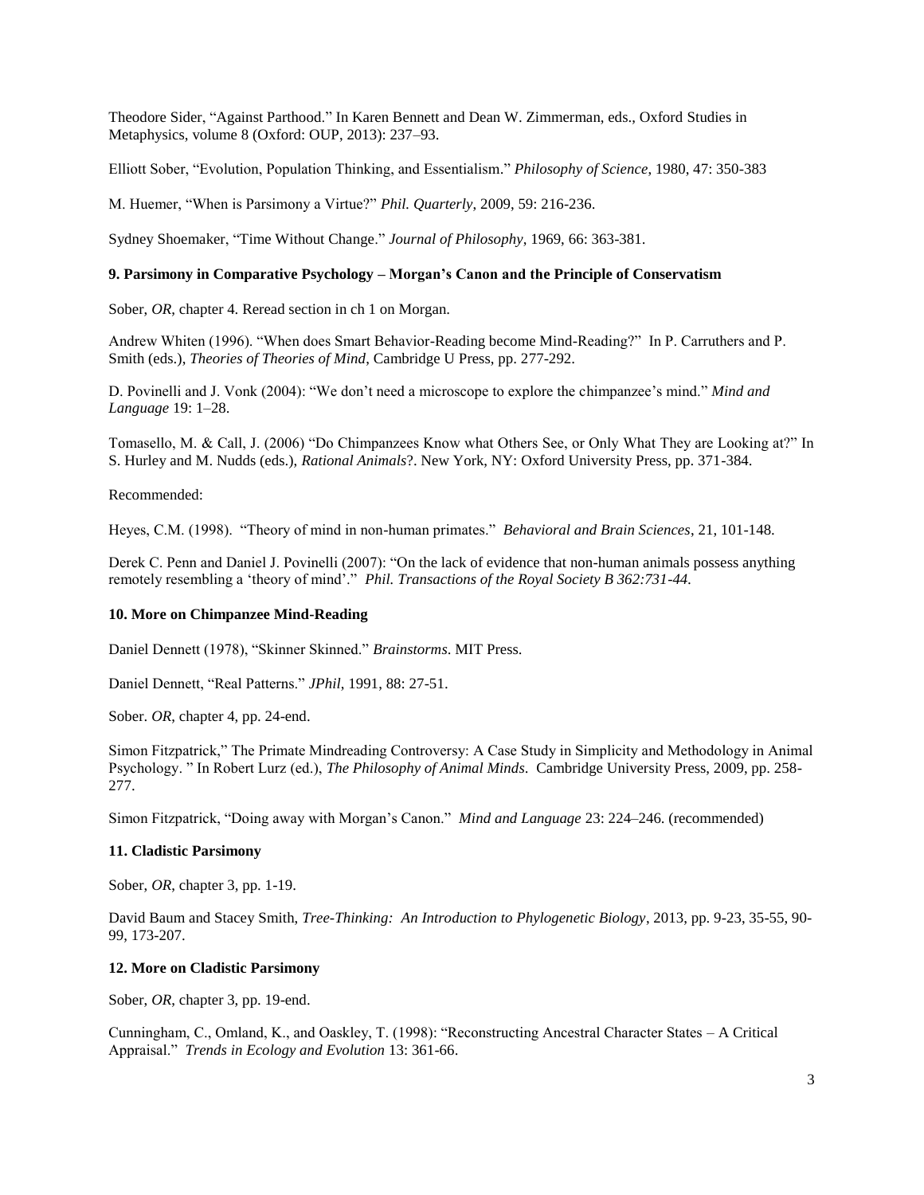Theodore Sider, "Against Parthood." In Karen Bennett and Dean W. Zimmerman, eds., Oxford Studies in Metaphysics, volume 8 (Oxford: OUP, 2013): 237–93.

Elliott Sober, "Evolution, Population Thinking, and Essentialism." *Philosophy of Science*, 1980, 47: 350-383

M. Huemer, "When is Parsimony a Virtue?" *Phil. Quarterly*, 2009, 59: 216-236.

Sydney Shoemaker, "Time Without Change." *Journal of Philosophy*, 1969, 66: 363-381.

**9. Parsimony in Comparative Psychology – Morgan's Canon and the Principle of Conservatism**

Sober, *OR*, chapter 4. Reread section in ch 1 on Morgan.

Andrew Whiten (1996). "When does Smart Behavior-Reading become Mind-Reading?" In P. Carruthers and P. Smith (eds.), *Theories of Theories of Mind*, Cambridge U Press, pp. 277-292.

D. Povinelli and J. Vonk (2004): "We don't need a microscope to explore the chimpanzee's mind." *Mind and Language* 19: 1–28.

Tomasello, M. & Call, J. (2006) "Do Chimpanzees Know what Others See, or Only What They are Looking at?" In S. Hurley and M. Nudds (eds.), *Rational Animals*?. New York, NY: Oxford University Press, pp. 371-384.

Recommended:

Heyes, C.M. (1998). "Theory of mind in non-human primates." *Behavioral and Brain Sciences*, 21, 101-148.

Derek C. Penn and Daniel J. Povinelli (2007): "On the lack of evidence that non-human animals possess anything remotely resembling a 'theory of mind'." *Phil. Transactions of the Royal Society B 362:731-44.*

**10. More on Chimpanzee Mind-Reading**

Daniel Dennett (1978), "Skinner Skinned." *Brainstorms*. MIT Press.

Daniel Dennett, "Real Patterns." *JPhil*, 1991, 88: 27-51.

Sober. *OR*, chapter 4, pp. 24-end.

Simon Fitzpatrick," The Primate Mindreading Controversy: A Case Study in Simplicity and Methodology in Animal Psychology. " In Robert Lurz (ed.), *The Philosophy of Animal Minds*. Cambridge University Press, 2009, pp. 258-277.

Simon Fitzpatrick, "Doing away with Morgan's Canon." *Mind and Language* 23: 224–246. (recommended)

**11. Cladistic Parsimony**

Sober, *OR*, chapter 3, pp. 1-19.

David Baum and Stacey Smith, *Tree-Thinking: An Introduction to Phylogenetic Biology*, 2013, pp. 9-23, 35-55, 90-99, 173-207.

**12. More on Cladistic Parsimony**

Sober, *OR*, chapter 3, pp. 19-end.

Cunningham, C., Omland, K., and Oaskley, T. (1998): "Reconstructing Ancestral Character States – A Critical Appraisal." *Trends in Ecology and Evolution* 13: 361-66.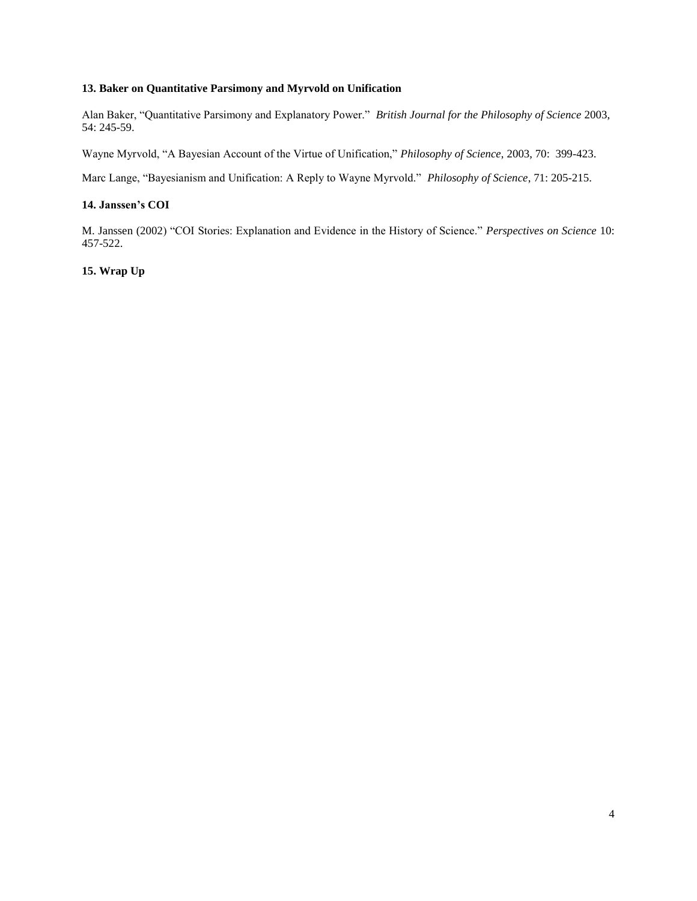**13. Baker on Quantitative Parsimony and Myrvold on Unification**

Alan Baker, "Quantitative Parsimony and Explanatory Power." *British Journal for the Philosophy of Science* 2003, 54: 245-59.

Wayne Myrvold, "A Bayesian Account of the Virtue of Unification," *Philosophy of Science*, 2003, 70: 399-423.

Marc Lange, "Bayesianism and Unification: A Reply to Wayne Myrvold." *Philosophy of Science*, 71: 205-215.

**14. Janssen's COI**

M. Janssen (2002) "COI Stories: Explanation and Evidence in the History of Science." *Perspectives on Science* 10: 457-522.

**15. Wrap Up**